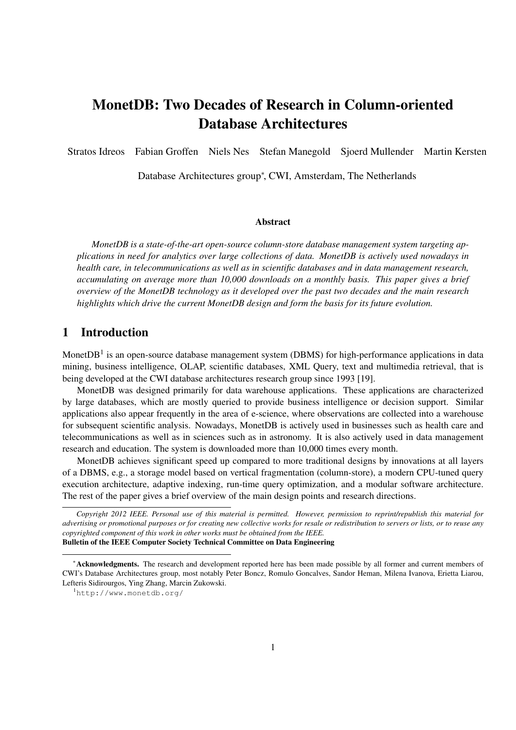# MonetDB: Two Decades of Research in Column-oriented Database Architectures

Stratos Idreos Fabian Groffen Niels Nes Stefan Manegold Sjoerd Mullender Martin Kersten

Database Architectures group[*], CWI, Amsterdam, The Netherlands

### Abstract

*MonetDB is a state-of-the-art open-source column-store database management system targeting applications in need for analytics over large collections of data. MonetDB is actively used nowadays in health care, in telecommunications as well as in scientific databases and in data management research, accumulating on average more than 10,000 downloads on a monthly basis. This paper gives a brief overview of the MonetDB technology as it developed over the past two decades and the main research highlights which drive the current MonetDB design and form the basis for its future evolution.*

## 1 Introduction

MonetDB[1] is an open-source database management system (DBMS) for high-performance applications in data mining, business intelligence, OLAP, scientific databases, XML Query, text and multimedia retrieval, that is being developed at the CWI database architectures research group since 1993 [19].

MonetDB was designed primarily for data warehouse applications. These applications are characterized by large databases, which are mostly queried to provide business intelligence or decision support. Similar applications also appear frequently in the area of e-science, where observations are collected into a warehouse for subsequent scientific analysis. Nowadays, MonetDB is actively used in businesses such as health care and telecommunications as well as in sciences such as in astronomy. It is also actively used in data management research and education. The system is downloaded more than 10,000 times every month.

MonetDB achieves significant speed up compared to more traditional designs by innovations at all layers of a DBMS, e.g., a storage model based on vertical fragmentation (column-store), a modern CPU-tuned query execution architecture, adaptive indexing, run-time query optimization, and a modular software architecture. The rest of the paper gives a brief overview of the main design points and research directions.

*Copyright 2012 IEEE. Personal use of this material is permitted. However, permission to reprint/republish this material for advertising or promotional purposes or for creating new collective works for resale or redistribution to servers or lists, or to reuse any copyrighted component of this work in other works must be obtained from the IEEE.*
**Bulletin of the IEEE Computer Society Technical Committee on Data Engineering**

[*] **Acknowledgments.** The research and development reported here has been made possible by all former and current members of CWI's Database Architectures group, most notably Peter Boncz, Romulo Goncalves, Sandor Heman, Milena Ivanova, Erietta Liarou, Lefteris Sidirourgos, Ying Zhang, Marcin Zukowski.

[1] http://www.monetdb.org/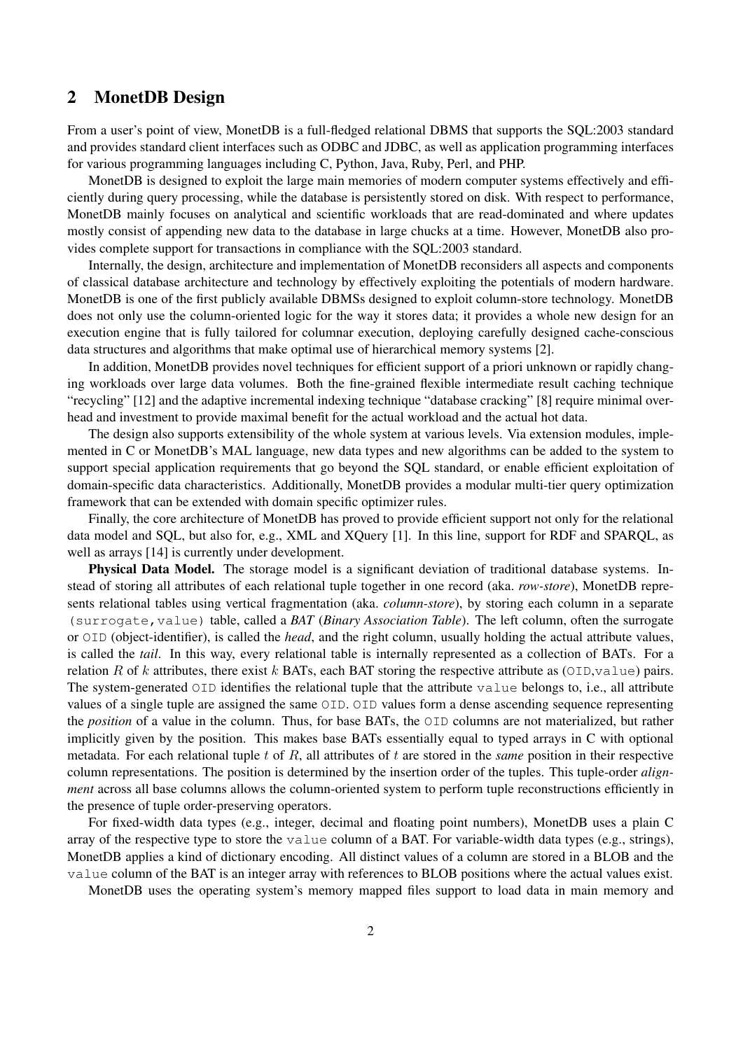## 2 MonetDB Design

From a user's point of view, MonetDB is a full-fledged relational DBMS that supports the SQL:2003 standard and provides standard client interfaces such as ODBC and JDBC, as well as application programming interfaces for various programming languages including C, Python, Java, Ruby, Perl, and PHP.

MonetDB is designed to exploit the large main memories of modern computer systems effectively and efficiently during query processing, while the database is persistently stored on disk. With respect to performance, MonetDB mainly focuses on analytical and scientific workloads that are read-dominated and where updates mostly consist of appending new data to the database in large chucks at a time. However, MonetDB also provides complete support for transactions in compliance with the SQL:2003 standard.

Internally, the design, architecture and implementation of MonetDB reconsiders all aspects and components of classical database architecture and technology by effectively exploiting the potentials of modern hardware. MonetDB is one of the first publicly available DBMSs designed to exploit column-store technology. MonetDB does not only use the column-oriented logic for the way it stores data; it provides a whole new design for an execution engine that is fully tailored for columnar execution, deploying carefully designed cache-conscious data structures and algorithms that make optimal use of hierarchical memory systems [2].

In addition, MonetDB provides novel techniques for efficient support of a priori unknown or rapidly changing workloads over large data volumes. Both the fine-grained flexible intermediate result caching technique "recycling" [12] and the adaptive incremental indexing technique "database cracking" [8] require minimal overhead and investment to provide maximal benefit for the actual workload and the actual hot data.

The design also supports extensibility of the whole system at various levels. Via extension modules, implemented in C or MonetDB's MAL language, new data types and new algorithms can be added to the system to support special application requirements that go beyond the SQL standard, or enable efficient exploitation of domain-specific data characteristics. Additionally, MonetDB provides a modular multi-tier query optimization framework that can be extended with domain specific optimizer rules.

Finally, the core architecture of MonetDB has proved to provide efficient support not only for the relational data model and SQL, but also for, e.g., XML and XQuery [1]. In this line, support for RDF and SPARQL, as well as arrays [14] is currently under development.

**Physical Data Model.** The storage model is a significant deviation of traditional database systems. Instead of storing all attributes of each relational tuple together in one record (aka. *row-store*), MonetDB represents relational tables using vertical fragmentation (aka. *column-store*), by storing each column in a separate `(surrogate,value)` table, called a *BAT* (*Binary Association Table*). The left column, often the surrogate or `OID` (object-identifier), is called the *head*, and the right column, usually holding the actual attribute values, is called the *tail*. In this way, every relational table is internally represented as a collection of BATs. For a relation $R$ of $k$ attributes, there exist $k$ BATs, each BAT storing the respective attribute as (`OID`,`value`) pairs. The system-generated `OID` identifies the relational tuple that the attribute `value` belongs to, i.e., all attribute values of a single tuple are assigned the same `OID`. `OID` values form a dense ascending sequence representing the *position* of a value in the column. Thus, for base BATs, the `OID` columns are not materialized, but rather implicitly given by the position. This makes base BATs essentially equal to typed arrays in C with optional metadata. For each relational tuple $t$ of $R$, all attributes of $t$ are stored in the *same* position in their respective column representations. The position is determined by the insertion order of the tuples. This tuple-order *alignment* across all base columns allows the column-oriented system to perform tuple reconstructions efficiently in the presence of tuple order-preserving operators.

For fixed-width data types (e.g., integer, decimal and floating point numbers), MonetDB uses a plain C array of the respective type to store the `value` column of a BAT. For variable-width data types (e.g., strings), MonetDB applies a kind of dictionary encoding. All distinct values of a column are stored in a BLOB and the `value` column of the BAT is an integer array with references to BLOB positions where the actual values exist.

MonetDB uses the operating system's memory mapped files support to load data in main memory and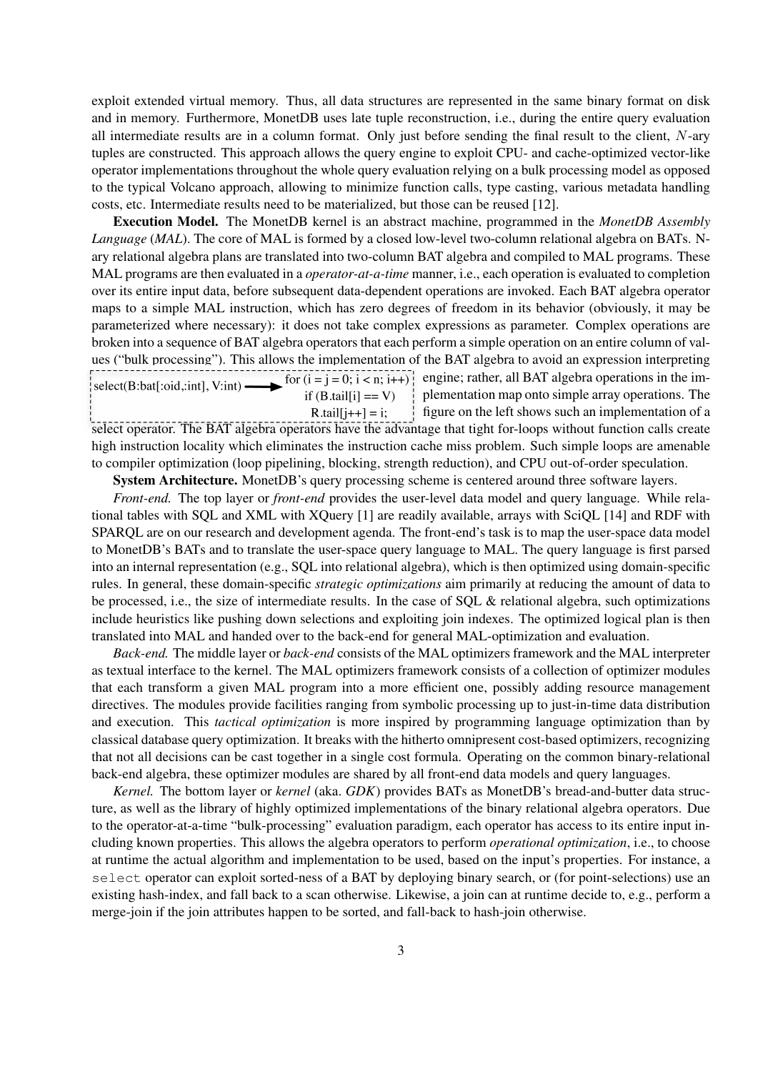exploit extended virtual memory. Thus, all data structures are represented in the same binary format on disk and in memory. Furthermore, MonetDB uses late tuple reconstruction, i.e., during the entire query evaluation all intermediate results are in a column format. Only just before sending the final result to the client, $N$-ary tuples are constructed. This approach allows the query engine to exploit CPU- and cache-optimized vector-like operator implementations throughout the whole query evaluation relying on a bulk processing model as opposed to the typical Volcano approach, allowing to minimize function calls, type casting, various metadata handling costs, etc. Intermediate results need to be materialized, but those can be reused [12].

**Execution Model.** The MonetDB kernel is an abstract machine, programmed in the *MonetDB Assembly Language* (*MAL*). The core of MAL is formed by a closed low-level two-column relational algebra on BATs. N-ary relational algebra plans are translated into two-column BAT algebra and compiled to MAL programs. These MAL programs are then evaluated in a *operator-at-a-time* manner, i.e., each operation is evaluated to completion over its entire input data, before subsequent data-dependent operations are invoked. Each BAT algebra operator maps to a simple MAL instruction, which has zero degrees of freedom in its behavior (obviously, it may be parameterized where necessary): it does not take complex expressions as parameter. Complex operations are broken into a sequence of BAT algebra operators that each perform a simple operation on an entire column of values ("bulk processing"). This allows the implementation of the BAT algebra to avoid an expression interpreting engine; rather, all BAT algebra operations in the implementation map onto simple array operations. The figure on the left shows such an implementation of a select operator. The BAT algebra operators have the advantage that tight for-loops without function calls create high instruction locality which eliminates the instruction cache miss problem. Such simple loops are amenable to compiler optimization (loop pipelining, blocking, strength reduction), and CPU out-of-order speculation.

```
select(B:bat[:oid,:int], V:int) ──►  for (i = j = 0; i < n; i++)
                                        if (B.tail[i] == V)
                                          R.tail[j++] = i;
```

**System Architecture.** MonetDB's query processing scheme is centered around three software layers.

*Front-end.* The top layer or *front-end* provides the user-level data model and query language. While relational tables with SQL and XML with XQuery [1] are readily available, arrays with SciQL [14] and RDF with SPARQL are on our research and development agenda. The front-end's task is to map the user-space data model to MonetDB's BATs and to translate the user-space query language to MAL. The query language is first parsed into an internal representation (e.g., SQL into relational algebra), which is then optimized using domain-specific rules. In general, these domain-specific *strategic optimizations* aim primarily at reducing the amount of data to be processed, i.e., the size of intermediate results. In the case of SQL & relational algebra, such optimizations include heuristics like pushing down selections and exploiting join indexes. The optimized logical plan is then translated into MAL and handed over to the back-end for general MAL-optimization and evaluation.

*Back-end.* The middle layer or *back-end* consists of the MAL optimizers framework and the MAL interpreter as textual interface to the kernel. The MAL optimizers framework consists of a collection of optimizer modules that each transform a given MAL program into a more efficient one, possibly adding resource management directives. The modules provide facilities ranging from symbolic processing up to just-in-time data distribution and execution. This *tactical optimization* is more inspired by programming language optimization than by classical database query optimization. It breaks with the hitherto omnipresent cost-based optimizers, recognizing that not all decisions can be cast together in a single cost formula. Operating on the common binary-relational back-end algebra, these optimizer modules are shared by all front-end data models and query languages.

*Kernel.* The bottom layer or *kernel* (aka. *GDK*) provides BATs as MonetDB's bread-and-butter data structure, as well as the library of highly optimized implementations of the binary relational algebra operators. Due to the operator-at-a-time "bulk-processing" evaluation paradigm, each operator has access to its entire input including known properties. This allows the algebra operators to perform *operational optimization*, i.e., to choose at runtime the actual algorithm and implementation to be used, based on the input's properties. For instance, a `select` operator can exploit sorted-ness of a BAT by deploying binary search, or (for point-selections) use an existing hash-index, and fall back to a scan otherwise. Likewise, a join can at runtime decide to, e.g., perform a merge-join if the join attributes happen to be sorted, and fall-back to hash-join otherwise.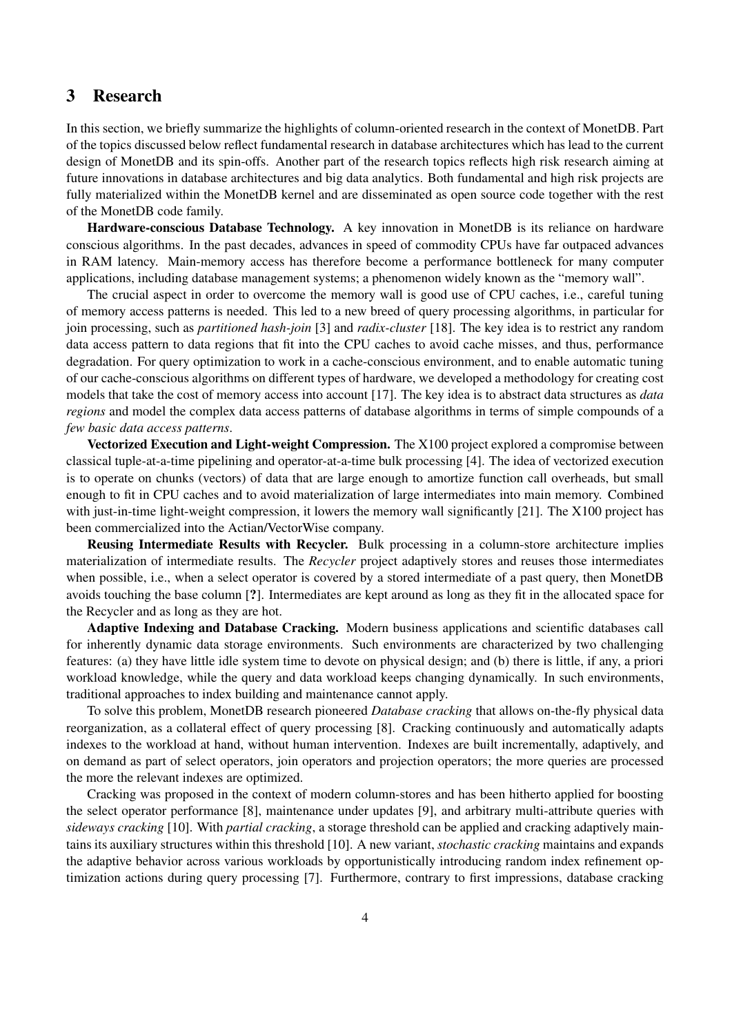## 3 Research

In this section, we briefly summarize the highlights of column-oriented research in the context of MonetDB. Part of the topics discussed below reflect fundamental research in database architectures which has lead to the current design of MonetDB and its spin-offs. Another part of the research topics reflects high risk research aiming at future innovations in database architectures and big data analytics. Both fundamental and high risk projects are fully materialized within the MonetDB kernel and are disseminated as open source code together with the rest of the MonetDB code family.

**Hardware-conscious Database Technology.** A key innovation in MonetDB is its reliance on hardware conscious algorithms. In the past decades, advances in speed of commodity CPUs have far outpaced advances in RAM latency. Main-memory access has therefore become a performance bottleneck for many computer applications, including database management systems; a phenomenon widely known as the "memory wall".

The crucial aspect in order to overcome the memory wall is good use of CPU caches, i.e., careful tuning of memory access patterns is needed. This led to a new breed of query processing algorithms, in particular for join processing, such as *partitioned hash-join* [3] and *radix-cluster* [18]. The key idea is to restrict any random data access pattern to data regions that fit into the CPU caches to avoid cache misses, and thus, performance degradation. For query optimization to work in a cache-conscious environment, and to enable automatic tuning of our cache-conscious algorithms on different types of hardware, we developed a methodology for creating cost models that take the cost of memory access into account [17]. The key idea is to abstract data structures as *data regions* and model the complex data access patterns of database algorithms in terms of simple compounds of a *few basic data access patterns*.

**Vectorized Execution and Light-weight Compression.** The X100 project explored a compromise between classical tuple-at-a-time pipelining and operator-at-a-time bulk processing [4]. The idea of vectorized execution is to operate on chunks (vectors) of data that are large enough to amortize function call overheads, but small enough to fit in CPU caches and to avoid materialization of large intermediates into main memory. Combined with just-in-time light-weight compression, it lowers the memory wall significantly [21]. The X100 project has been commercialized into the Actian/VectorWise company.

**Reusing Intermediate Results with Recycler.** Bulk processing in a column-store architecture implies materialization of intermediate results. The *Recycler* project adaptively stores and reuses those intermediates when possible, i.e., when a select operator is covered by a stored intermediate of a past query, then MonetDB avoids touching the base column [**?**]. Intermediates are kept around as long as they fit in the allocated space for the Recycler and as long as they are hot.

**Adaptive Indexing and Database Cracking.** Modern business applications and scientific databases call for inherently dynamic data storage environments. Such environments are characterized by two challenging features: (a) they have little idle system time to devote on physical design; and (b) there is little, if any, a priori workload knowledge, while the query and data workload keeps changing dynamically. In such environments, traditional approaches to index building and maintenance cannot apply.

To solve this problem, MonetDB research pioneered *Database cracking* that allows on-the-fly physical data reorganization, as a collateral effect of query processing [8]. Cracking continuously and automatically adapts indexes to the workload at hand, without human intervention. Indexes are built incrementally, adaptively, and on demand as part of select operators, join operators and projection operators; the more queries are processed the more the relevant indexes are optimized.

Cracking was proposed in the context of modern column-stores and has been hitherto applied for boosting the select operator performance [8], maintenance under updates [9], and arbitrary multi-attribute queries with *sideways cracking* [10]. With *partial cracking*, a storage threshold can be applied and cracking adaptively maintains its auxiliary structures within this threshold [10]. A new variant, *stochastic cracking* maintains and expands the adaptive behavior across various workloads by opportunistically introducing random index refinement optimization actions during query processing [7]. Furthermore, contrary to first impressions, database cracking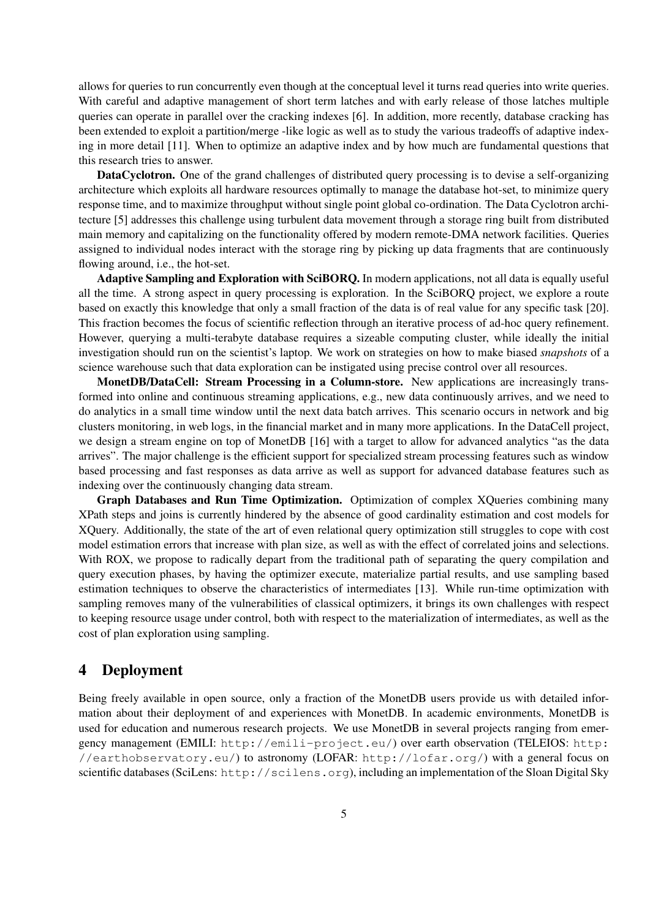allows for queries to run concurrently even though at the conceptual level it turns read queries into write queries. With careful and adaptive management of short term latches and with early release of those latches multiple queries can operate in parallel over the cracking indexes [6]. In addition, more recently, database cracking has been extended to exploit a partition/merge -like logic as well as to study the various tradeoffs of adaptive indexing in more detail [11]. When to optimize an adaptive index and by how much are fundamental questions that this research tries to answer.

**DataCyclotron.** One of the grand challenges of distributed query processing is to devise a self-organizing architecture which exploits all hardware resources optimally to manage the database hot-set, to minimize query response time, and to maximize throughput without single point global co-ordination. The Data Cyclotron architecture [5] addresses this challenge using turbulent data movement through a storage ring built from distributed main memory and capitalizing on the functionality offered by modern remote-DMA network facilities. Queries assigned to individual nodes interact with the storage ring by picking up data fragments that are continuously flowing around, i.e., the hot-set.

**Adaptive Sampling and Exploration with SciBORQ.** In modern applications, not all data is equally useful all the time. A strong aspect in query processing is exploration. In the SciBORQ project, we explore a route based on exactly this knowledge that only a small fraction of the data is of real value for any specific task [20]. This fraction becomes the focus of scientific reflection through an iterative process of ad-hoc query refinement. However, querying a multi-terabyte database requires a sizeable computing cluster, while ideally the initial investigation should run on the scientist's laptop. We work on strategies on how to make biased *snapshots* of a science warehouse such that data exploration can be instigated using precise control over all resources.

**MonetDB/DataCell: Stream Processing in a Column-store.** New applications are increasingly transformed into online and continuous streaming applications, e.g., new data continuously arrives, and we need to do analytics in a small time window until the next data batch arrives. This scenario occurs in network and big clusters monitoring, in web logs, in the financial market and in many more applications. In the DataCell project, we design a stream engine on top of MonetDB [16] with a target to allow for advanced analytics "as the data arrives". The major challenge is the efficient support for specialized stream processing features such as window based processing and fast responses as data arrive as well as support for advanced database features such as indexing over the continuously changing data stream.

**Graph Databases and Run Time Optimization.** Optimization of complex XQueries combining many XPath steps and joins is currently hindered by the absence of good cardinality estimation and cost models for XQuery. Additionally, the state of the art of even relational query optimization still struggles to cope with cost model estimation errors that increase with plan size, as well as with the effect of correlated joins and selections. With ROX, we propose to radically depart from the traditional path of separating the query compilation and query execution phases, by having the optimizer execute, materialize partial results, and use sampling based estimation techniques to observe the characteristics of intermediates [13]. While run-time optimization with sampling removes many of the vulnerabilities of classical optimizers, it brings its own challenges with respect to keeping resource usage under control, both with respect to the materialization of intermediates, as well as the cost of plan exploration using sampling.

# 4 Deployment

Being freely available in open source, only a fraction of the MonetDB users provide us with detailed information about their deployment of and experiences with MonetDB. In academic environments, MonetDB is used for education and numerous research projects. We use MonetDB in several projects ranging from emergency management (EMILI: http://emili-project.eu/) over earth observation (TELEIOS: http://earthobservatory.eu/) to astronomy (LOFAR: http://lofar.org/) with a general focus on scientific databases (SciLens: http://scilens.org), including an implementation of the Sloan Digital Sky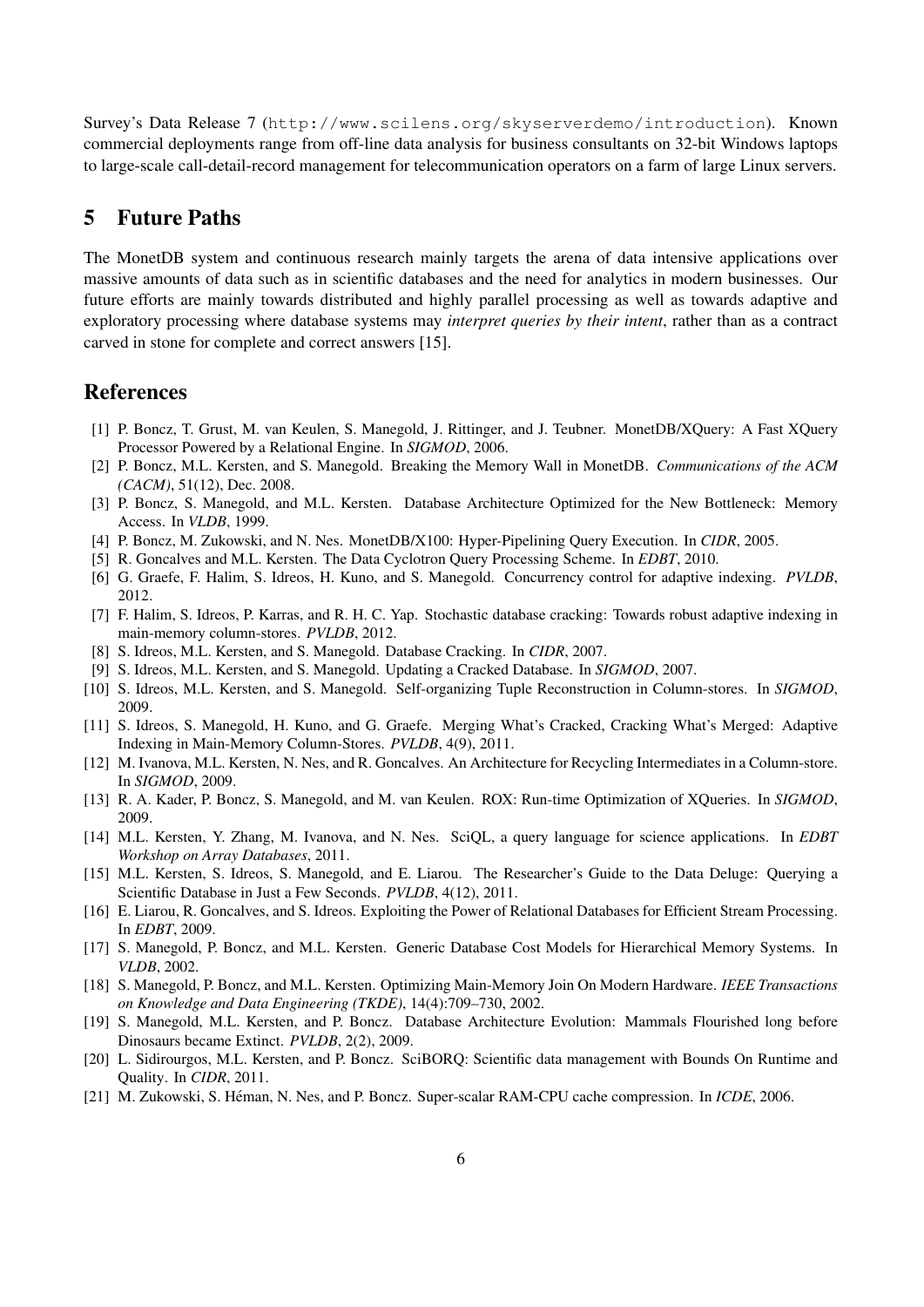Survey's Data Release 7 (http://www.scilens.org/skyserverdemo/introduction). Known commercial deployments range from off-line data analysis for business consultants on 32-bit Windows laptops to large-scale call-detail-record management for telecommunication operators on a farm of large Linux servers.

## 5 Future Paths

The MonetDB system and continuous research mainly targets the arena of data intensive applications over massive amounts of data such as in scientific databases and the need for analytics in modern businesses. Our future efforts are mainly towards distributed and highly parallel processing as well as towards adaptive and exploratory processing where database systems may *interpret queries by their intent*, rather than as a contract carved in stone for complete and correct answers [15].

## References

[1] P. Boncz, T. Grust, M. van Keulen, S. Manegold, J. Rittinger, and J. Teubner. MonetDB/XQuery: A Fast XQuery Processor Powered by a Relational Engine. In *SIGMOD*, 2006.

[2] P. Boncz, M.L. Kersten, and S. Manegold. Breaking the Memory Wall in MonetDB. *Communications of the ACM (CACM)*, 51(12), Dec. 2008.

[3] P. Boncz, S. Manegold, and M.L. Kersten. Database Architecture Optimized for the New Bottleneck: Memory Access. In *VLDB*, 1999.

[4] P. Boncz, M. Zukowski, and N. Nes. MonetDB/X100: Hyper-Pipelining Query Execution. In *CIDR*, 2005.

[5] R. Goncalves and M.L. Kersten. The Data Cyclotron Query Processing Scheme. In *EDBT*, 2010.

[6] G. Graefe, F. Halim, S. Idreos, H. Kuno, and S. Manegold. Concurrency control for adaptive indexing. *PVLDB*, 2012.

[7] F. Halim, S. Idreos, P. Karras, and R. H. C. Yap. Stochastic database cracking: Towards robust adaptive indexing in main-memory column-stores. *PVLDB*, 2012.

[8] S. Idreos, M.L. Kersten, and S. Manegold. Database Cracking. In *CIDR*, 2007.

[9] S. Idreos, M.L. Kersten, and S. Manegold. Updating a Cracked Database. In *SIGMOD*, 2007.

[10] S. Idreos, M.L. Kersten, and S. Manegold. Self-organizing Tuple Reconstruction in Column-stores. In *SIGMOD*, 2009.

[11] S. Idreos, S. Manegold, H. Kuno, and G. Graefe. Merging What's Cracked, Cracking What's Merged: Adaptive Indexing in Main-Memory Column-Stores. *PVLDB*, 4(9), 2011.

[12] M. Ivanova, M.L. Kersten, N. Nes, and R. Goncalves. An Architecture for Recycling Intermediates in a Column-store. In *SIGMOD*, 2009.

[13] R. A. Kader, P. Boncz, S. Manegold, and M. van Keulen. ROX: Run-time Optimization of XQueries. In *SIGMOD*, 2009.

[14] M.L. Kersten, Y. Zhang, M. Ivanova, and N. Nes. SciQL, a query language for science applications. In *EDBT Workshop on Array Databases*, 2011.

[15] M.L. Kersten, S. Idreos, S. Manegold, and E. Liarou. The Researcher's Guide to the Data Deluge: Querying a Scientific Database in Just a Few Seconds. *PVLDB*, 4(12), 2011.

[16] E. Liarou, R. Goncalves, and S. Idreos. Exploiting the Power of Relational Databases for Efficient Stream Processing. In *EDBT*, 2009.

[17] S. Manegold, P. Boncz, and M.L. Kersten. Generic Database Cost Models for Hierarchical Memory Systems. In *VLDB*, 2002.

[18] S. Manegold, P. Boncz, and M.L. Kersten. Optimizing Main-Memory Join On Modern Hardware. *IEEE Transactions on Knowledge and Data Engineering (TKDE)*, 14(4):709–730, 2002.

[19] S. Manegold, M.L. Kersten, and P. Boncz. Database Architecture Evolution: Mammals Flourished long before Dinosaurs became Extinct. *PVLDB*, 2(2), 2009.

[20] L. Sidirourgos, M.L. Kersten, and P. Boncz. SciBORQ: Scientific data management with Bounds On Runtime and Quality. In *CIDR*, 2011.

[21] M. Zukowski, S. Héman, N. Nes, and P. Boncz. Super-scalar RAM-CPU cache compression. In *ICDE*, 2006.